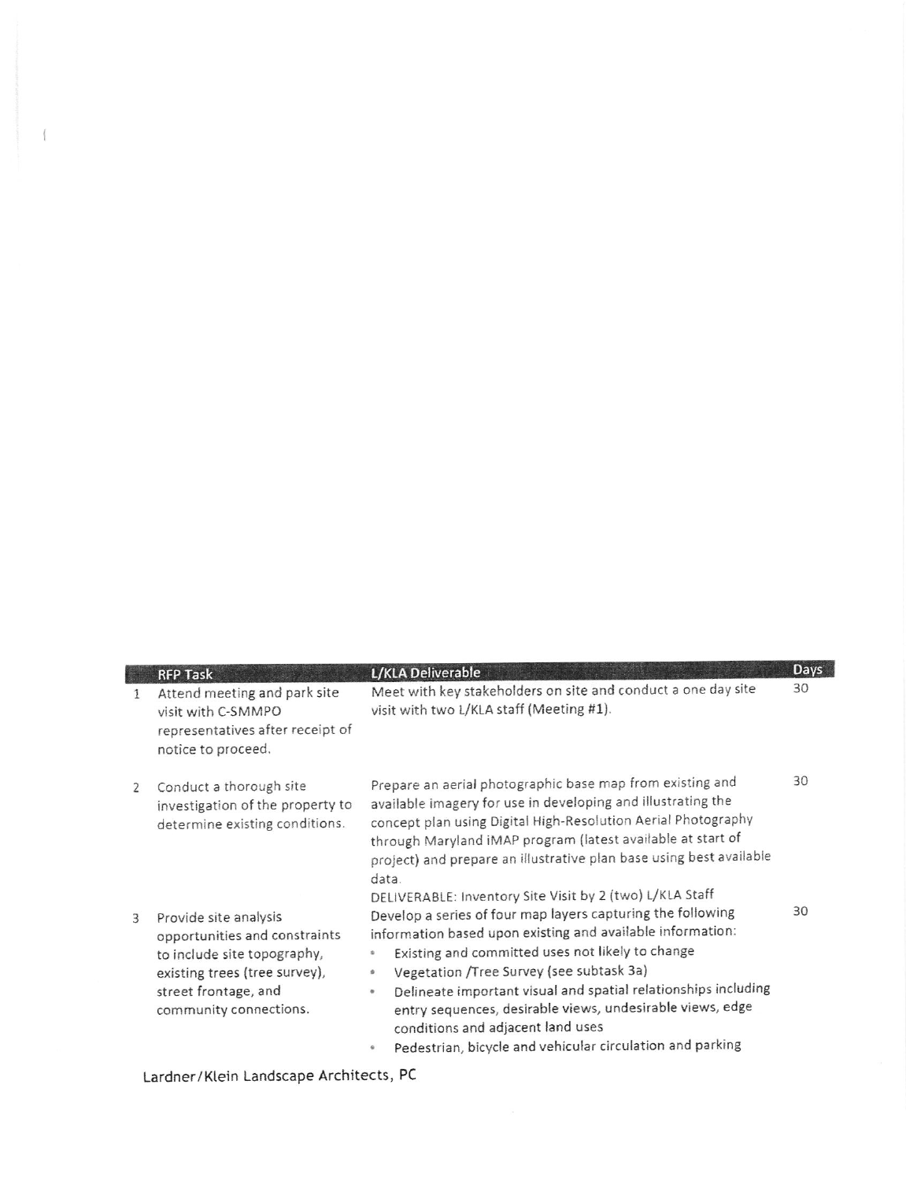|  | RFP Task | L/KLA Deliverable | Days |
|---|---|---|---|
| 1 | Attend meeting and park site visit with C-SMMPO representatives after receipt of notice to proceed. | Meet with key stakeholders on site and conduct a one day site visit with two L/KLA staff (Meeting #1). | 30 |
| 2 | Conduct a thorough site investigation of the property to determine existing conditions. | Prepare an aerial photographic base map from existing and available imagery for use in developing and illustrating the concept plan using Digital High-Resolution Aerial Photography through Maryland iMAP program (latest available at start of project) and prepare an illustrative plan base using best available data.<br>DELIVERABLE: Inventory Site Visit by 2 (two) L/KLA Staff | 30 |
| 3 | Provide site analysis opportunities and constraints to include site topography, existing trees (tree survey), street frontage, and community connections. | Develop a series of four map layers capturing the following information based upon existing and available information:<br>• Existing and committed uses not likely to change<br>• Vegetation /Tree Survey (see subtask 3a)<br>• Delineate important visual and spatial relationships including entry sequences, desirable views, undesirable views, edge conditions and adjacent land uses<br>• Pedestrian, bicycle and vehicular circulation and parking | 30 |

Lardner/Klein Landscape Architects, PC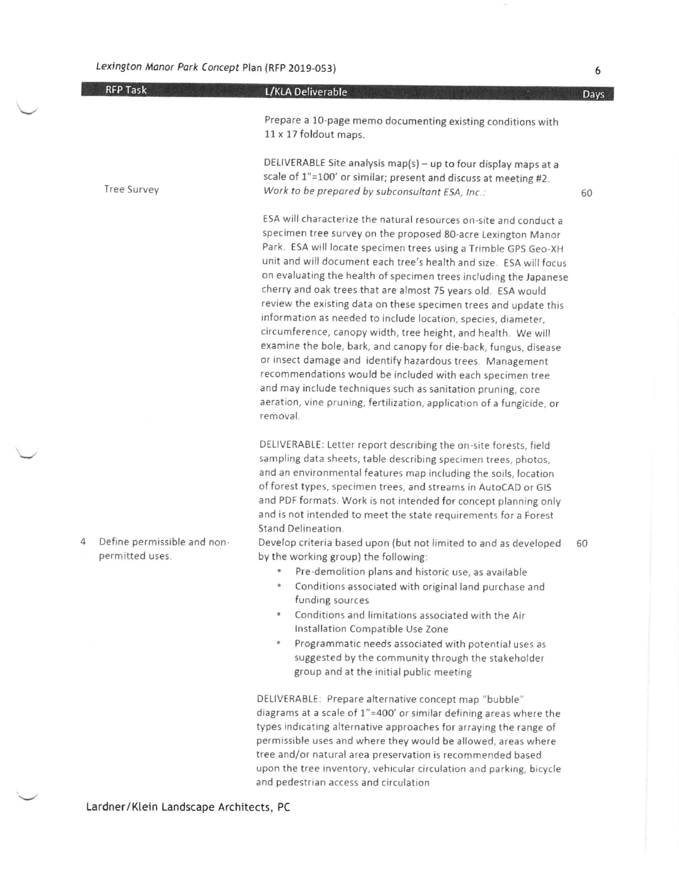| RFP Task | L/KLA Deliverable | Days |
|---|---|---|
| | Prepare a 10-page memo documenting existing conditions with 11 x 17 foldout maps.<br><br>DELIVERABLE Site analysis map(s) – up to four display maps at a scale of 1"=100' or similar; present and discuss at meeting #2. | |
| Tree Survey | *Work to be prepared by subconsultant ESA, Inc.:*<br><br>ESA will characterize the natural resources on-site and conduct a specimen tree survey on the proposed 80-acre Lexington Manor Park. ESA will locate specimen trees using a Trimble GPS Geo-XH unit and will document each tree's health and size. ESA will focus on evaluating the health of specimen trees including the Japanese cherry and oak trees that are almost 75 years old. ESA would review the existing data on these specimen trees and update this information as needed to include location, species, diameter, circumference, canopy width, tree height, and health. We will examine the bole, bark, and canopy for die-back, fungus, disease or insect damage and identify hazardous trees. Management recommendations would be included with each specimen tree and may include techniques such as sanitation pruning, core aeration, vine pruning, fertilization, application of a fungicide, or removal.<br><br>DELIVERABLE: Letter report describing the on-site forests, field sampling data sheets, table describing specimen trees, photos, and an environmental features map including the soils, location of forest types, specimen trees, and streams in AutoCAD or GIS and PDF formats. Work is not intended for concept planning only and is not intended to meet the state requirements for a Forest Stand Delineation. | 60 |
| 4 Define permissible and non-permitted uses. | Develop criteria based upon (but not limited to and as developed by the working group) the following:<br>• Pre-demolition plans and historic use, as available<br>• Conditions associated with original land purchase and funding sources<br>• Conditions and limitations associated with the Air Installation Compatible Use Zone<br>• Programmatic needs associated with potential uses as suggested by the community through the stakeholder group and at the initial public meeting<br><br>DELIVERABLE: Prepare alternative concept map "bubble" diagrams at a scale of 1"=400' or similar defining areas where the types indicating alternative approaches for arraying the range of permissible uses and where they would be allowed, areas where tree and/or natural area preservation is recommended based upon the tree inventory, vehicular circulation and parking, bicycle and pedestrian access and circulation | 60 |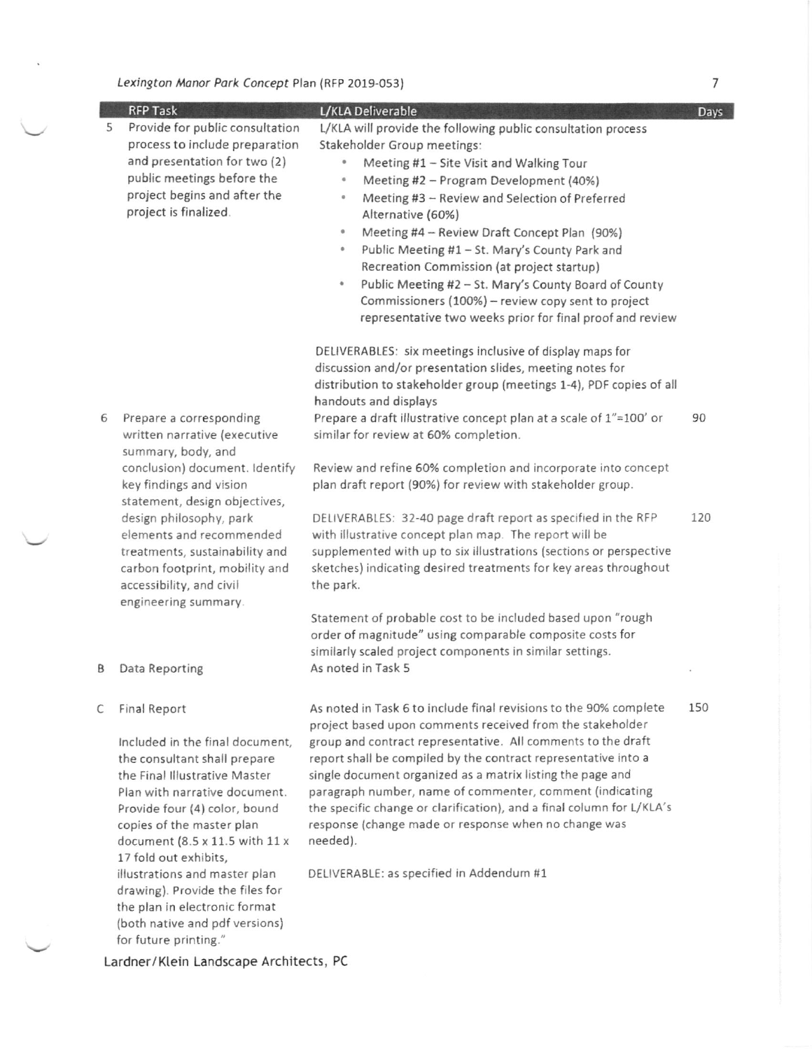| RFP Task | L/KLA Deliverable | Days |
|---|---|---|
| 5 Provide for public consultation process to include preparation and presentation for two (2) public meetings before the project begins and after the project is finalized. | L/KLA will provide the following public consultation process Stakeholder Group meetings:<br>• Meeting #1 – Site Visit and Walking Tour<br>• Meeting #2 – Program Development (40%)<br>• Meeting #3 – Review and Selection of Preferred Alternative (60%)<br>• Meeting #4 – Review Draft Concept Plan (90%)<br>• Public Meeting #1 – St. Mary's County Park and Recreation Commission (at project startup)<br>• Public Meeting #2 – St. Mary's County Board of County Commissioners (100%) – review copy sent to project representative two weeks prior for final proof and review<br><br>DELIVERABLES: six meetings inclusive of display maps for discussion and/or presentation slides, meeting notes for distribution to stakeholder group (meetings 1-4), PDF copies of all handouts and displays | |
| 6 Prepare a corresponding written narrative (executive summary, body, and conclusion) document. Identify key findings and vision statement, design objectives, design philosophy, park elements and recommended treatments, sustainability and carbon footprint, mobility and accessibility, and civil engineering summary. | Prepare a draft illustrative concept plan at a scale of 1"=100' or similar for review at 60% completion.<br><br>Review and refine 60% completion and incorporate into concept plan draft report (90%) for review with stakeholder group. | 90 |
| | DELIVERABLES: 32-40 page draft report as specified in the RFP with illustrative concept plan map. The report will be supplemented with up to six illustrations (sections or perspective sketches) indicating desired treatments for key areas throughout the park.<br><br>Statement of probable cost to be included based upon "rough order of magnitude" using comparable composite costs for similarly scaled project components in similar settings. | 120 |
| B Data Reporting | As noted in Task 5 | |
| C Final Report<br><br>Included in the final document, the consultant shall prepare the Final Illustrative Master Plan with narrative document. Provide four (4) color, bound copies of the master plan document (8.5 x 11.5 with 11 x 17 fold out exhibits, illustrations and master plan drawing). Provide the files for the plan in electronic format (both native and pdf versions) for future printing." | As noted in Task 6 to include final revisions to the 90% complete project based upon comments received from the stakeholder group and contract representative. All comments to the draft report shall be compiled by the contract representative into a single document organized as a matrix listing the page and paragraph number, name of commenter, comment (indicating the specific change or clarification), and a final column for L/KLA's response (change made or response when no change was needed).<br><br>DELIVERABLE: as specified in Addendum #1 | 150 |